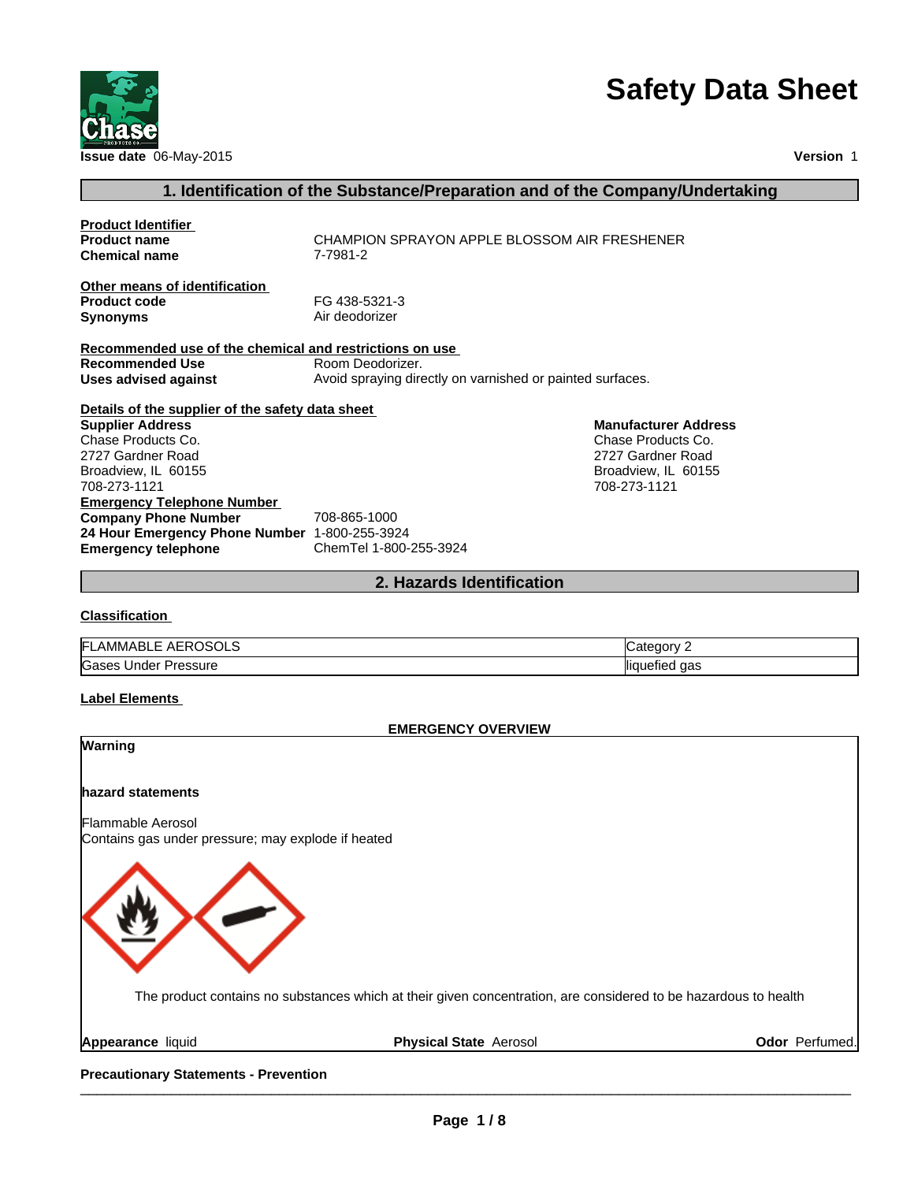# Safety Data Sheet

**Issue date** 06-May-2015

**Version** 1

## 1. Identification of the Substance/Preparation and of the Company/Undertaking

**Product Identifier**

**Product name** CHAMPION SPRAYON APPLE BLOSSOM AIR FRESHENER

**Chemical name** 7-7981-2

**Other means of identification**

**Product code** FG 438-5321-3

**Synonyms** Air deodorizer

**Recommended use of the chemical and restrictions on use**

**Recommended Use** Room Deodorizer.

**Uses advised against** Avoid spraying directly on varnished or painted surfaces.

**Details of the supplier of the safety data sheet**

**Supplier Address**
Chase Products Co.
2727 Gardner Road
Broadview, IL 60155
708-273-1121

**Manufacturer Address**
Chase Products Co.
2727 Gardner Road
Broadview, IL 60155
708-273-1121

**Emergency Telephone Number**

**Company Phone Number** 708-865-1000

**24 Hour Emergency Phone Number** 1-800-255-3924

**Emergency telephone** ChemTel 1-800-255-3924

## 2. Hazards Identification

**Classification**

| | |
|---|---|
| FLAMMABLE AEROSOLS | Category 2 |
| Gases Under Pressure | liquefied gas |

**Label Elements**

**EMERGENCY OVERVIEW**

**Warning**

**hazard statements**

Flammable Aerosol
Contains gas under pressure; may explode if heated

The product contains no substances which at their given concentration, are considered to be hazardous to health

**Appearance** liquid **Physical State** Aerosol **Odor** Perfumed.

**Precautionary Statements - Prevention**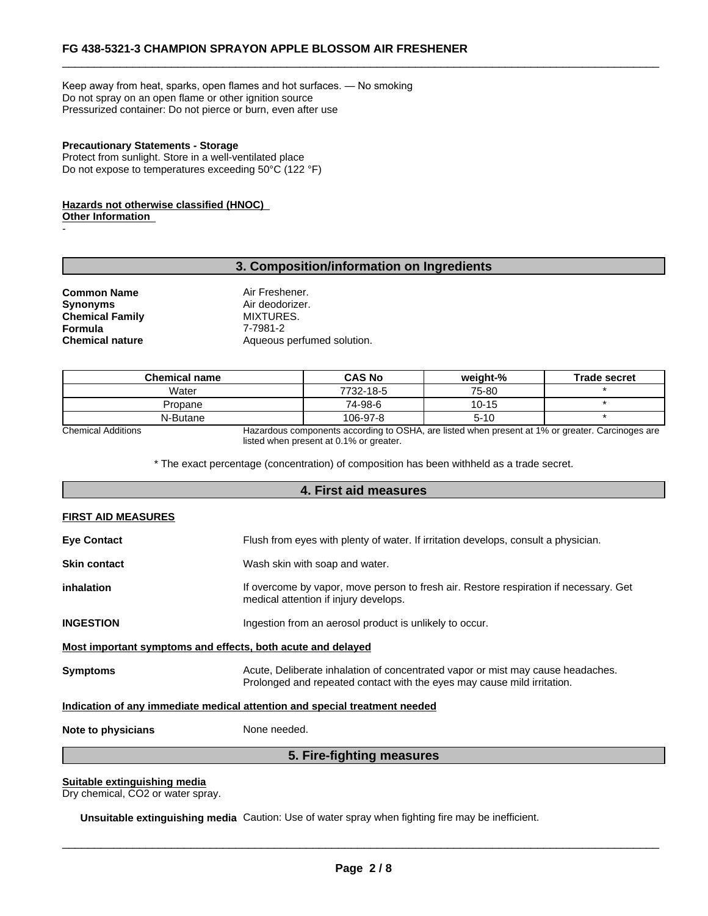Keep away from heat, sparks, open flames and hot surfaces. — No smoking
Do not spray on an open flame or other ignition source
Pressurized container: Do not pierce or burn, even after use

**Precautionary Statements - Storage**
Protect from sunlight. Store in a well-ventilated place
Do not expose to temperatures exceeding 50°C (122 °F)

**Hazards not otherwise classified (HNOC)**
**Other Information**
-

## 3. Composition/information on Ingredients

**Common Name** Air Freshener.
**Synonyms** Air deodorizer.
**Chemical Family** MIXTURES.
**Formula** 7-7981-2
**Chemical nature** Aqueous perfumed solution.

| Chemical name | CAS No | weight-% | Trade secret |
|---|---|---|---|
| Water | 7732-18-5 | 75-80 | * |
| Propane | 74-98-6 | 10-15 | * |
| N-Butane | 106-97-8 | 5-10 | * |

Chemical Additions Hazardous components according to OSHA, are listed when present at 1% or greater. Carcinoges are listed when present at 0.1% or greater.

* The exact percentage (concentration) of composition has been withheld as a trade secret.

## 4. First aid measures

**FIRST AID MEASURES**

**Eye Contact** Flush from eyes with plenty of water. If irritation develops, consult a physician.

**Skin contact** Wash skin with soap and water.

**inhalation** If overcome by vapor, move person to fresh air. Restore respiration if necessary. Get medical attention if injury develops.

**INGESTION** Ingestion from an aerosol product is unlikely to occur.

**Most important symptoms and effects, both acute and delayed**

**Symptoms** Acute, Deliberate inhalation of concentrated vapor or mist may cause headaches. Prolonged and repeated contact with the eyes may cause mild irritation.

**Indication of any immediate medical attention and special treatment needed**

**Note to physicians** None needed.

## 5. Fire-fighting measures

**Suitable extinguishing media**
Dry chemical, CO2 or water spray.

**Unsuitable extinguishing media** Caution: Use of water spray when fighting fire may be inefficient.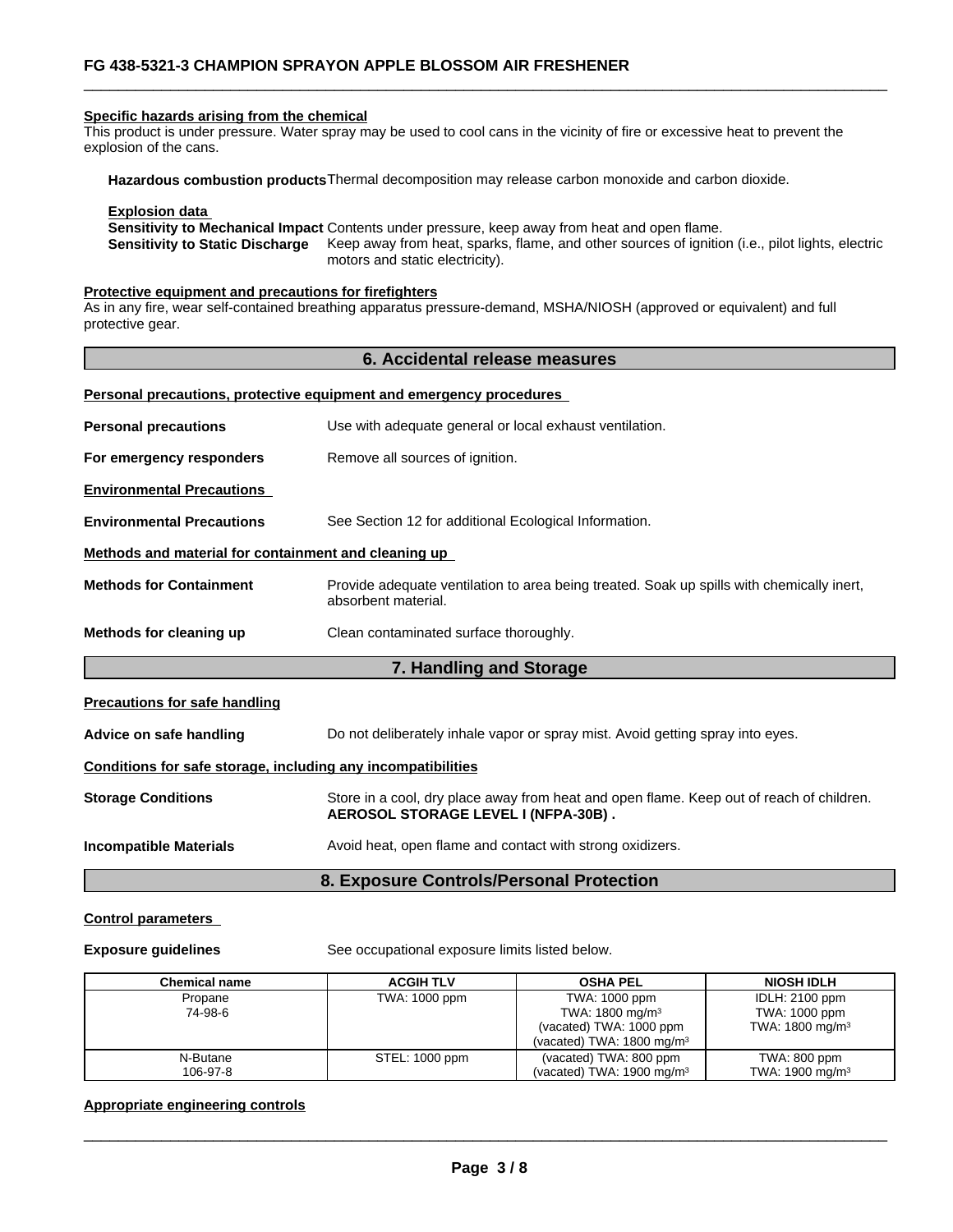**Specific hazards arising from the chemical**
This product is under pressure. Water spray may be used to cool cans in the vicinity of fire or excessive heat to prevent the explosion of the cans.

**Hazardous combustion products** Thermal decomposition may release carbon monoxide and carbon dioxide.

**Explosion data**
**Sensitivity to Mechanical Impact** Contents under pressure, keep away from heat and open flame.
**Sensitivity to Static Discharge** Keep away from heat, sparks, flame, and other sources of ignition (i.e., pilot lights, electric motors and static electricity).

**Protective equipment and precautions for firefighters**
As in any fire, wear self-contained breathing apparatus pressure-demand, MSHA/NIOSH (approved or equivalent) and full protective gear.

## 6. Accidental release measures

**Personal precautions, protective equipment and emergency procedures**

**Personal precautions** Use with adequate general or local exhaust ventilation.

**For emergency responders** Remove all sources of ignition.

**Environmental Precautions**

**Environmental Precautions** See Section 12 for additional Ecological Information.

**Methods and material for containment and cleaning up**

**Methods for Containment** Provide adequate ventilation to area being treated. Soak up spills with chemically inert, absorbent material.

**Methods for cleaning up** Clean contaminated surface thoroughly.

## 7. Handling and Storage

**Precautions for safe handling**

**Advice on safe handling** Do not deliberately inhale vapor or spray mist. Avoid getting spray into eyes.

**Conditions for safe storage, including any incompatibilities**

**Storage Conditions** Store in a cool, dry place away from heat and open flame. Keep out of reach of children. **AEROSOL STORAGE LEVEL I (NFPA-30B) .**

**Incompatible Materials** Avoid heat, open flame and contact with strong oxidizers.

## 8. Exposure Controls/Personal Protection

**Control parameters**

**Exposure guidelines** See occupational exposure limits listed below.

| Chemical name | ACGIH TLV | OSHA PEL | NIOSH IDLH |
|---|---|---|---|
| Propane<br>74-98-6 | TWA: 1000 ppm | TWA: 1000 ppm<br>TWA: 1800 mg/m³<br>(vacated) TWA: 1000 ppm<br>(vacated) TWA: 1800 mg/m³ | IDLH: 2100 ppm<br>TWA: 1000 ppm<br>TWA: 1800 mg/m³ |
| N-Butane<br>106-97-8 | STEL: 1000 ppm | (vacated) TWA: 800 ppm<br>(vacated) TWA: 1900 mg/m³ | TWA: 800 ppm<br>TWA: 1900 mg/m³ |

**Appropriate engineering controls**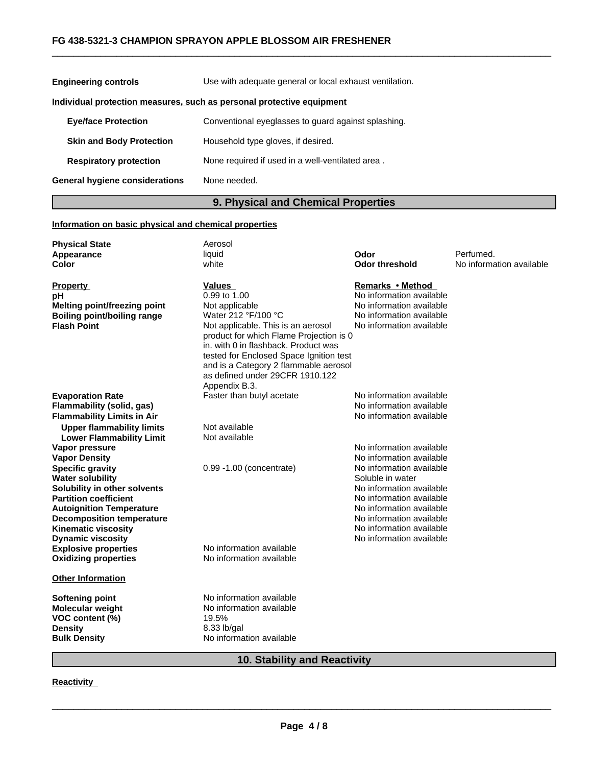| | |
|---|---|
| **Engineering controls** | Use with adequate general or local exhaust ventilation. |

**Individual protection measures, such as personal protective equipment**

| | |
|---|---|
| **Eye/face Protection** | Conventional eyeglasses to guard against splashing. |
| **Skin and Body Protection** | Household type gloves, if desired. |
| **Respiratory protection** | None required if used in a well-ventilated area . |
| **General hygiene considerations** | None needed. |

## 9. Physical and Chemical Properties

**Information on basic physical and chemical properties**

| | | | |
|---|---|---|---|
| **Physical State** | Aerosol | | |
| **Appearance** | liquid | **Odor** | Perfumed. |
| **Color** | white | **Odor threshold** | No information available |

| **Property** | **Values** | **Remarks • Method** |
|---|---|---|
| **pH** | 0.99 to 1.00 | No information available |
| **Melting point/freezing point** | Not applicable | No information available |
| **Boiling point/boiling range** | Water 212 °F/100 °C | No information available |
| **Flash Point** | Not applicable. This is an aerosol product for which Flame Projection is 0 in. with 0 in flashback. Product was tested for Enclosed Space Ignition test and is a Category 2 flammable aerosol as defined under 29CFR 1910.122 Appendix B.3. | No information available |
| **Evaporation Rate** | Faster than butyl acetate | No information available |
| **Flammability (solid, gas)** | | No information available |
| **Flammability Limits in Air** | | No information available |
| **Upper flammability limits** | Not available | |
| **Lower Flammability Limit** | Not available | |
| **Vapor pressure** | | No information available |
| **Vapor Density** | | No information available |
| **Specific gravity** | 0.99 -1.00 (concentrate) | No information available |
| **Water solubility** | | Soluble in water |
| **Solubility in other solvents** | | No information available |
| **Partition coefficient** | | No information available |
| **Autoignition Temperature** | | No information available |
| **Decomposition temperature** | | No information available |
| **Kinematic viscosity** | | No information available |
| **Dynamic viscosity** | | No information available |
| **Explosive properties** | No information available | |
| **Oxidizing properties** | No information available | |

**Other Information**

| | |
|---|---|
| **Softening point** | No information available |
| **Molecular weight** | No information available |
| **VOC content (%)** | 19.5% |
| **Density** | 8.33 lb/gal |
| **Bulk Density** | No information available |

## 10. Stability and Reactivity

**Reactivity**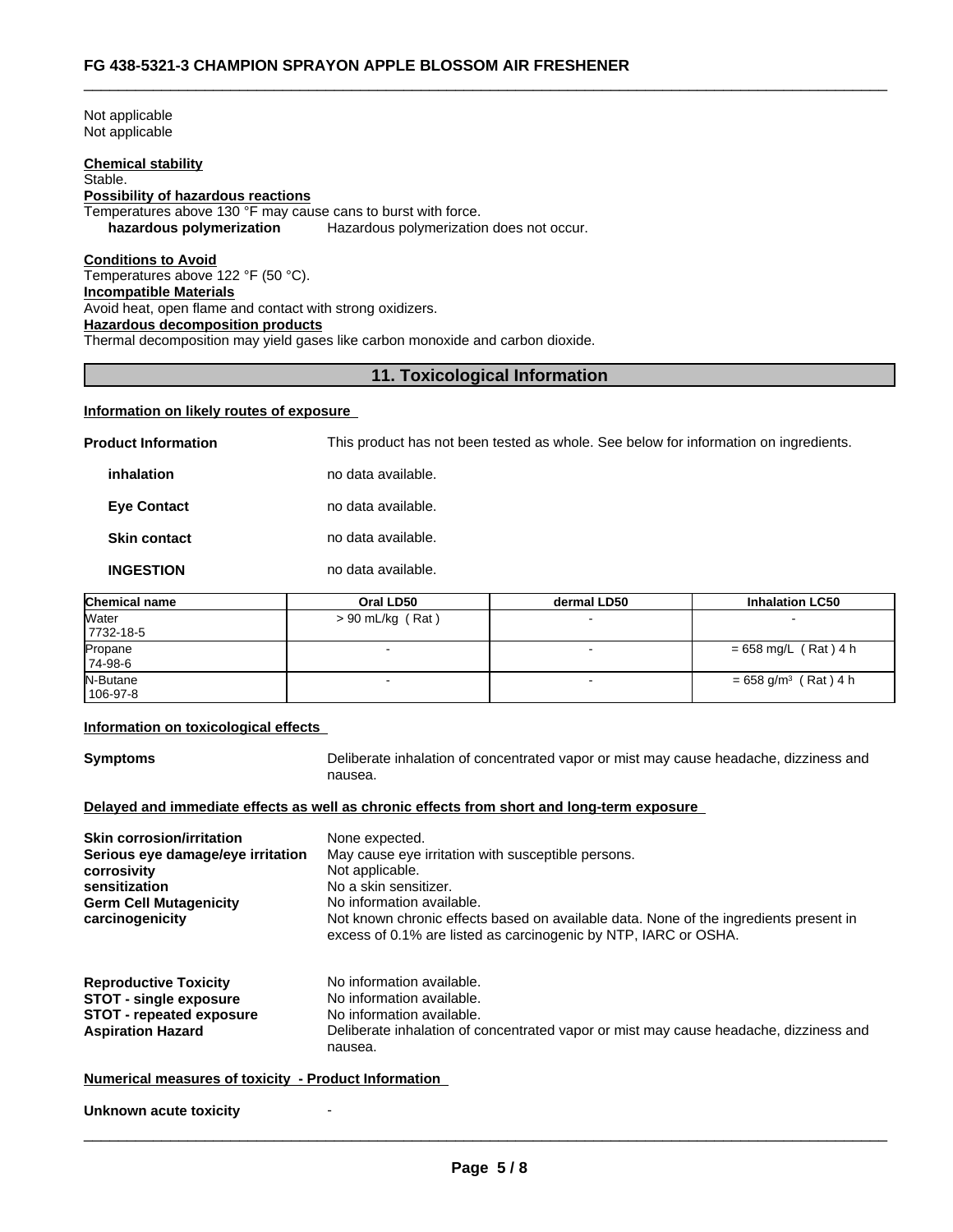Not applicable
Not applicable

**Chemical stability**
Stable.
**Possibility of hazardous reactions**
Temperatures above 130 °F may cause cans to burst with force.
**hazardous polymerization** Hazardous polymerization does not occur.

**Conditions to Avoid**
Temperatures above 122 °F (50 °C).
**Incompatible Materials**
Avoid heat, open flame and contact with strong oxidizers.
**Hazardous decomposition products**
Thermal decomposition may yield gases like carbon monoxide and carbon dioxide.

## 11. Toxicological Information

**Information on likely routes of exposure**

**Product Information** This product has not been tested as whole. See below for information on ingredients.

**inhalation** no data available.

**Eye Contact** no data available.

**Skin contact** no data available.

**INGESTION** no data available.

| Chemical name | Oral LD50 | dermal LD50 | Inhalation LC50 |
|---|---|---|---|
| Water<br>7732-18-5 | > 90 mL/kg ( Rat ) | - | - |
| Propane<br>74-98-6 | - | - | = 658 mg/L ( Rat ) 4 h |
| N-Butane<br>106-97-8 | - | - | = 658 g/m³ ( Rat ) 4 h |

**Information on toxicological effects**

**Symptoms** Deliberate inhalation of concentrated vapor or mist may cause headache, dizziness and nausea.

**Delayed and immediate effects as well as chronic effects from short and long-term exposure**

**Skin corrosion/irritation** None expected.
**Serious eye damage/eye irritation** May cause eye irritation with susceptible persons.
**corrosivity** Not applicable.
**sensitization** No a skin sensitizer.
**Germ Cell Mutagenicity** No information available.
**carcinogenicity** Not known chronic effects based on available data. None of the ingredients present in excess of 0.1% are listed as carcinogenic by NTP, IARC or OSHA.

**Reproductive Toxicity** No information available.
**STOT - single exposure** No information available.
**STOT - repeated exposure** No information available.
**Aspiration Hazard** Deliberate inhalation of concentrated vapor or mist may cause headache, dizziness and nausea.

**Numerical measures of toxicity - Product Information**

**Unknown acute toxicity** -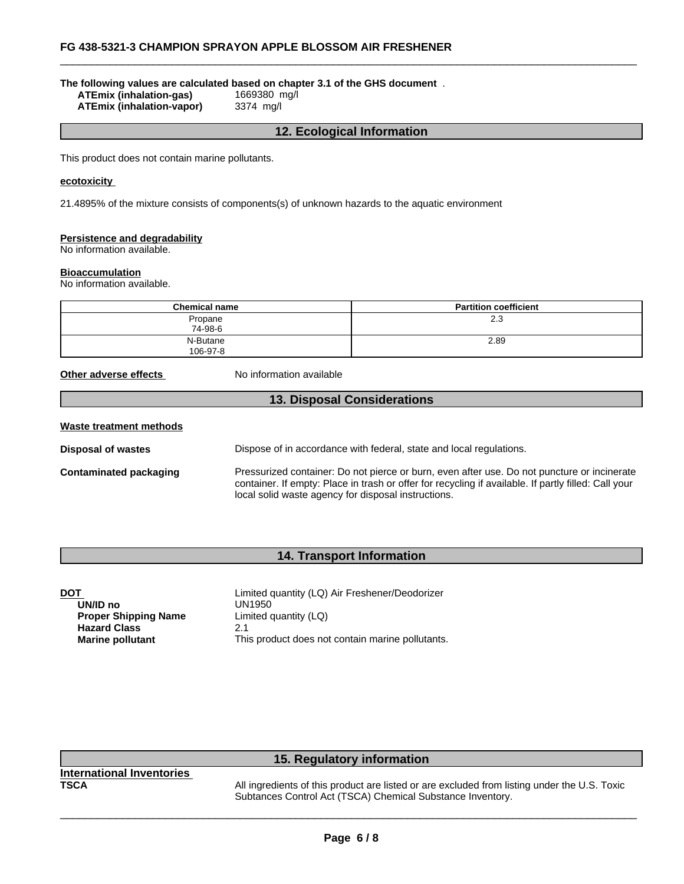**The following values are calculated based on chapter 3.1 of the GHS document** .

| | |
|---|---|
| **ATEmix (inhalation-gas)** | 1669380 mg/l |
| **ATEmix (inhalation-vapor)** | 3374 mg/l |

## 12. Ecological Information

This product does not contain marine pollutants.

**ecotoxicity**

21.4895% of the mixture consists of components(s) of unknown hazards to the aquatic environment

**Persistence and degradability**
No information available.

**Bioaccumulation**
No information available.

| Chemical name | Partition coefficient |
|---|---|
| Propane<br>74-98-6 | 2.3 |
| N-Butane<br>106-97-8 | 2.89 |

**Other adverse effects** No information available

## 13. Disposal Considerations

**Waste treatment methods**

**Disposal of wastes** Dispose of in accordance with federal, state and local regulations.

**Contaminated packaging** Pressurized container: Do not pierce or burn, even after use. Do not puncture or incinerate container. If empty: Place in trash or offer for recycling if available. If partly filled: Call your local solid waste agency for disposal instructions.

## 14. Transport Information

| | |
|---|---|
| **DOT** | Limited quantity (LQ) Air Freshener/Deodorizer |
| **UN/ID no** | UN1950 |
| **Proper Shipping Name** | Limited quantity (LQ) |
| **Hazard Class** | 2.1 |
| **Marine pollutant** | This product does not contain marine pollutants. |

## 15. Regulatory information

**International Inventories**

**TSCA** All ingredients of this product are listed or are excluded from listing under the U.S. Toxic Subtances Control Act (TSCA) Chemical Substance Inventory.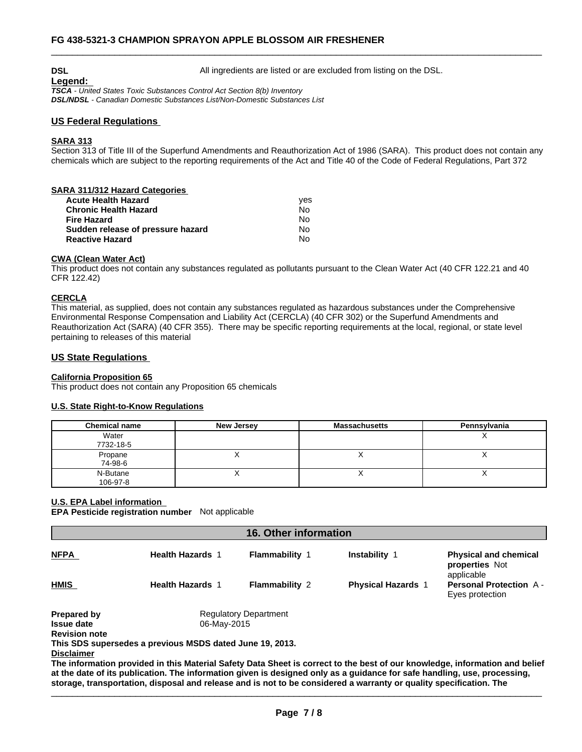**DSL** All ingredients are listed or are excluded from listing on the DSL.

**Legend:**

***TSCA** - United States Toxic Substances Control Act Section 8(b) Inventory*
***DSL/NDSL** - Canadian Domestic Substances List/Non-Domestic Substances List*

## US Federal Regulations

### SARA 313

Section 313 of Title III of the Superfund Amendments and Reauthorization Act of 1986 (SARA). This product does not contain any chemicals which are subject to the reporting requirements of the Act and Title 40 of the Code of Federal Regulations, Part 372

### SARA 311/312 Hazard Categories

| | |
|---|---|
| **Acute Health Hazard** | yes |
| **Chronic Health Hazard** | No |
| **Fire Hazard** | No |
| **Sudden release of pressure hazard** | No |
| **Reactive Hazard** | No |

### CWA (Clean Water Act)

This product does not contain any substances regulated as pollutants pursuant to the Clean Water Act (40 CFR 122.21 and 40 CFR 122.42)

### CERCLA

This material, as supplied, does not contain any substances regulated as hazardous substances under the Comprehensive Environmental Response Compensation and Liability Act (CERCLA) (40 CFR 302) or the Superfund Amendments and Reauthorization Act (SARA) (40 CFR 355). There may be specific reporting requirements at the local, regional, or state level pertaining to releases of this material

## US State Regulations

### California Proposition 65

This product does not contain any Proposition 65 chemicals

### U.S. State Right-to-Know Regulations

| Chemical name | New Jersey | Massachusetts | Pennsylvania |
|---|---|---|---|
| Water<br>7732-18-5 | | | X |
| Propane<br>74-98-6 | X | X | X |
| N-Butane<br>106-97-8 | X | X | X |

### U.S. EPA Label information

**EPA Pesticide registration number** Not applicable

## 16. Other information

| | | | | |
|---|---|---|---|---|
| **NFPA** | **Health Hazards** 1 | **Flammability** 1 | **Instability** 1 | **Physical and chemical properties** Not applicable |
| **HMIS** | **Health Hazards** 1 | **Flammability** 2 | **Physical Hazards** 1 | **Personal Protection** A - Eyes protection |

**Prepared by** Regulatory Department
**Issue date** 06-May-2015
**Revision note**
**This SDS supersedes a previous MSDS dated June 19, 2013.**

**Disclaimer**

**The information provided in this Material Safety Data Sheet is correct to the best of our knowledge, information and belief at the date of its publication. The information given is designed only as a guidance for safe handling, use, processing, storage, transportation, disposal and release and is not to be considered a warranty or quality specification. The**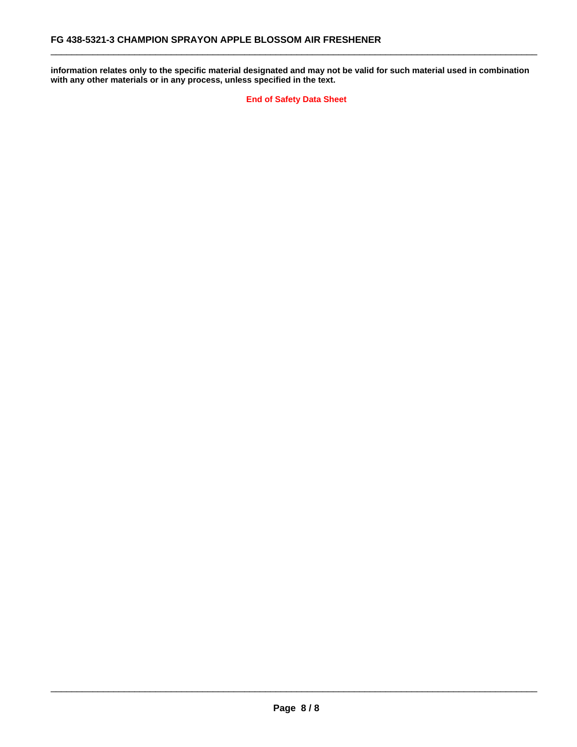**information relates only to the specific material designated and may not be valid for such material used in combination with any other materials or in any process, unless specified in the text.**

**End of Safety Data Sheet**